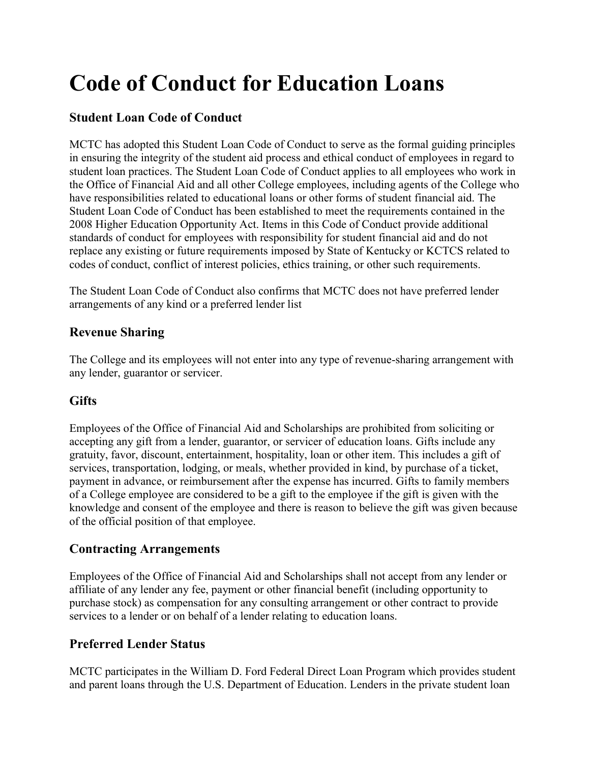# Code of Conduct for Education Loans

### Student Loan Code of Conduct

MCTC has adopted this Student Loan Code of Conduct to serve as the formal guiding principles in ensuring the integrity of the student aid process and ethical conduct of employees in regard to student loan practices. The Student Loan Code of Conduct applies to all employees who work in the Office of Financial Aid and all other College employees, including agents of the College who have responsibilities related to educational loans or other forms of student financial aid. The Student Loan Code of Conduct has been established to meet the requirements contained in the 2008 Higher Education Opportunity Act. Items in this Code of Conduct provide additional standards of conduct for employees with responsibility for student financial aid and do not replace any existing or future requirements imposed by State of Kentucky or KCTCS related to codes of conduct, conflict of interest policies, ethics training, or other such requirements.

The Student Loan Code of Conduct also confirms that MCTC does not have preferred lender arrangements of any kind or a preferred lender list

## Revenue Sharing

The College and its employees will not enter into any type of revenue-sharing arrangement with any lender, guarantor or servicer.

## Gifts

Employees of the Office of Financial Aid and Scholarships are prohibited from soliciting or accepting any gift from a lender, guarantor, or servicer of education loans. Gifts include any gratuity, favor, discount, entertainment, hospitality, loan or other item. This includes a gift of services, transportation, lodging, or meals, whether provided in kind, by purchase of a ticket, payment in advance, or reimbursement after the expense has incurred. Gifts to family members of a College employee are considered to be a gift to the employee if the gift is given with the knowledge and consent of the employee and there is reason to believe the gift was given because of the official position of that employee.

## Contracting Arrangements

Employees of the Office of Financial Aid and Scholarships shall not accept from any lender or affiliate of any lender any fee, payment or other financial benefit (including opportunity to purchase stock) as compensation for any consulting arrangement or other contract to provide services to a lender or on behalf of a lender relating to education loans.

## Preferred Lender Status

MCTC participates in the William D. Ford Federal Direct Loan Program which provides student and parent loans through the U.S. Department of Education. Lenders in the private student loan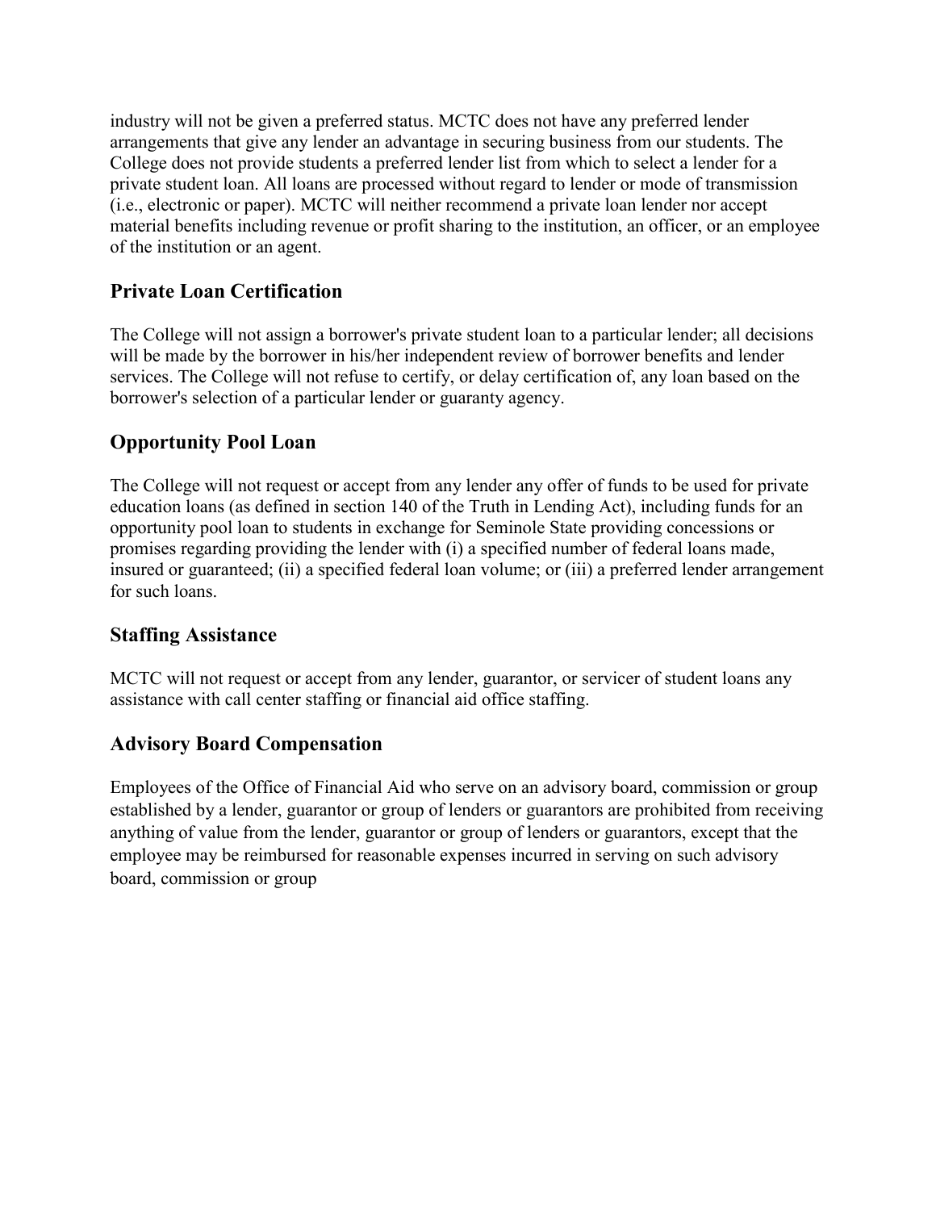industry will not be given a preferred status. MCTC does not have any preferred lender arrangements that give any lender an advantage in securing business from our students. The College does not provide students a preferred lender list from which to select a lender for a private student loan. All loans are processed without regard to lender or mode of transmission (i.e., electronic or paper). MCTC will neither recommend a private loan lender nor accept material benefits including revenue or profit sharing to the institution, an officer, or an employee of the institution or an agent.

## Private Loan Certification

The College will not assign a borrower's private student loan to a particular lender; all decisions will be made by the borrower in his/her independent review of borrower benefits and lender services. The College will not refuse to certify, or delay certification of, any loan based on the borrower's selection of a particular lender or guaranty agency.

## Opportunity Pool Loan

The College will not request or accept from any lender any offer of funds to be used for private education loans (as defined in section 140 of the Truth in Lending Act), including funds for an opportunity pool loan to students in exchange for Seminole State providing concessions or promises regarding providing the lender with (i) a specified number of federal loans made, insured or guaranteed; (ii) a specified federal loan volume; or (iii) a preferred lender arrangement for such loans.

## Staffing Assistance

MCTC will not request or accept from any lender, guarantor, or servicer of student loans any assistance with call center staffing or financial aid office staffing.

## Advisory Board Compensation

Employees of the Office of Financial Aid who serve on an advisory board, commission or group established by a lender, guarantor or group of lenders or guarantors are prohibited from receiving anything of value from the lender, guarantor or group of lenders or guarantors, except that the employee may be reimbursed for reasonable expenses incurred in serving on such advisory board, commission or group